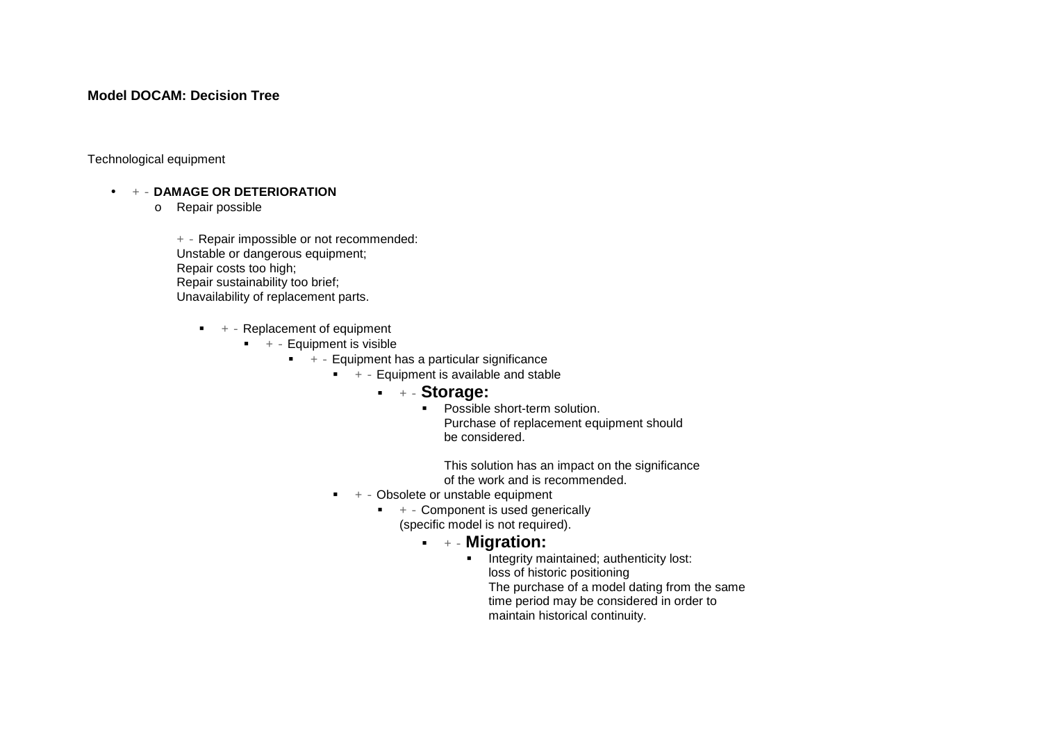**Model DOCAM: Decision Tree**

Technological equipment

- + - **DAMAGE OR DETERIORATION**
  - Repair possible

    + - Repair impossible or not recommended:
    Unstable or dangerous equipment;
    Repair costs too high;
    Repair sustainability too brief;
    Unavailability of replacement parts.

    - + - Replacement of equipment
      - + - Equipment is visible
        - + - Equipment has a particular significance
          - + - Equipment is available and stable
            - + - **Storage:**
              - Possible short-term solution.
                Purchase of replacement equipment should be considered.

                This solution has an impact on the significance of the work and is recommended.
          - + - Obsolete or unstable equipment
            - + - Component is used generically (specific model is not required).
              - + - **Migration:**
                - Integrity maintained; authenticity lost: loss of historic positioning
                  The purchase of a model dating from the same time period may be considered in order to maintain historical continuity.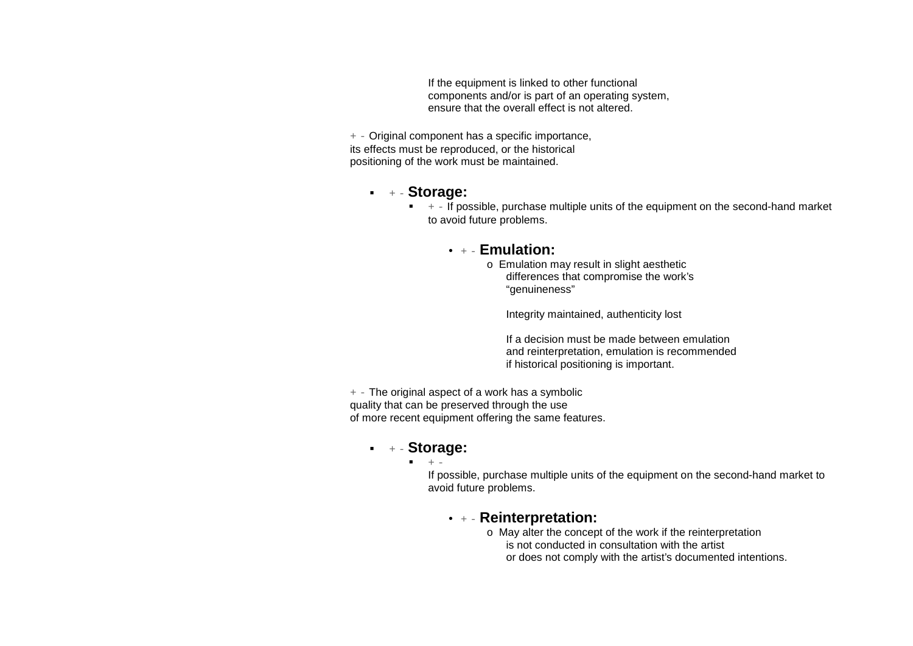If the equipment is linked to other functional components and/or is part of an operating system, ensure that the overall effect is not altered.

+ - Original component has a specific importance, its effects must be reproduced, or the historical positioning of the work must be maintained.

- + - **Storage:**
  - + - If possible, purchase multiple units of the equipment on the second-hand market to avoid future problems.
    - + - **Emulation:**
      - Emulation may result in slight aesthetic differences that compromise the work's "genuineness"

        Integrity maintained, authenticity lost

        If a decision must be made between emulation and reinterpretation, emulation is recommended if historical positioning is important.

+ - The original aspect of a work has a symbolic quality that can be preserved through the use of more recent equipment offering the same features.

- + - **Storage:**
  - + - If possible, purchase multiple units of the equipment on the second-hand market to avoid future problems.
    - + - **Reinterpretation:**
      - May alter the concept of the work if the reinterpretation is not conducted in consultation with the artist or does not comply with the artist's documented intentions.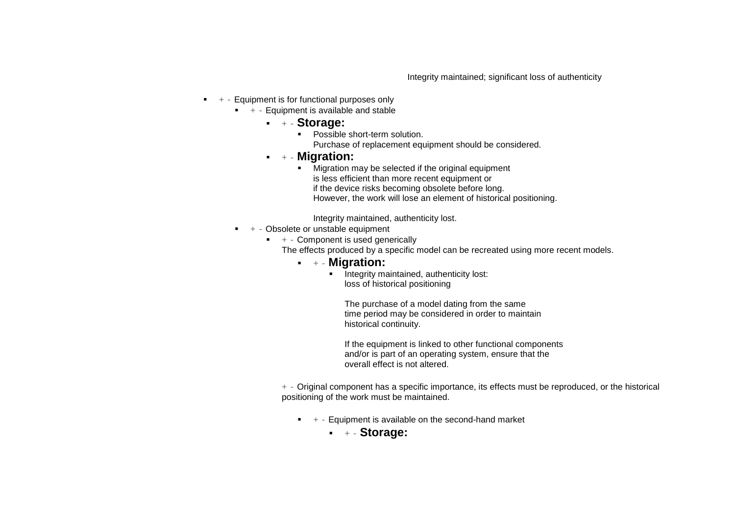Integrity maintained; significant loss of authenticity

- + - Equipment is for functional purposes only
  - + - Equipment is available and stable
    - + - **Storage:**
      - Possible short-term solution.
        Purchase of replacement equipment should be considered.
    - + - **Migration:**
      - Migration may be selected if the original equipment
        is less efficient than more recent equipment or
        if the device risks becoming obsolete before long.
        However, the work will lose an element of historical positioning.

        Integrity maintained, authenticity lost.
  - + - Obsolete or unstable equipment
    - + - Component is used generically
      The effects produced by a specific model can be recreated using more recent models.
      - + - **Migration:**
        - Integrity maintained, authenticity lost:
          loss of historical positioning

          The purchase of a model dating from the same
          time period may be considered in order to maintain
          historical continuity.

          If the equipment is linked to other functional components
          and/or is part of an operating system, ensure that the
          overall effect is not altered.

      + - Original component has a specific importance, its effects must be reproduced, or the historical positioning of the work must be maintained.

      - + - Equipment is available on the second-hand market
        - + - **Storage:**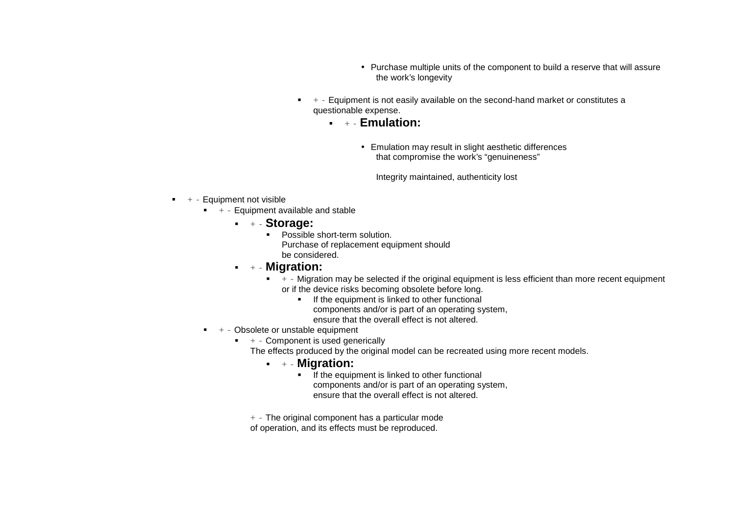- Purchase multiple units of the component to build a reserve that will assure the work's longevity

- + - Equipment is not easily available on the second-hand market or constitutes a questionable expense.
  - + - **Emulation:**
    - Emulation may result in slight aesthetic differences that compromise the work's "genuineness"

      Integrity maintained, authenticity lost

- + - Equipment not visible
  - + - Equipment available and stable
    - + - **Storage:**
      - Possible short-term solution.
        Purchase of replacement equipment should be considered.
    - + - **Migration:**
      - + - Migration may be selected if the original equipment is less efficient than more recent equipment or if the device risks becoming obsolete before long.
        - If the equipment is linked to other functional components and/or is part of an operating system, ensure that the overall effect is not altered.
  - + - Obsolete or unstable equipment
    - + - Component is used generically
      The effects produced by the original model can be recreated using more recent models.
      - + - **Migration:**
        - If the equipment is linked to other functional components and/or is part of an operating system, ensure that the overall effect is not altered.

    + - The original component has a particular mode of operation, and its effects must be reproduced.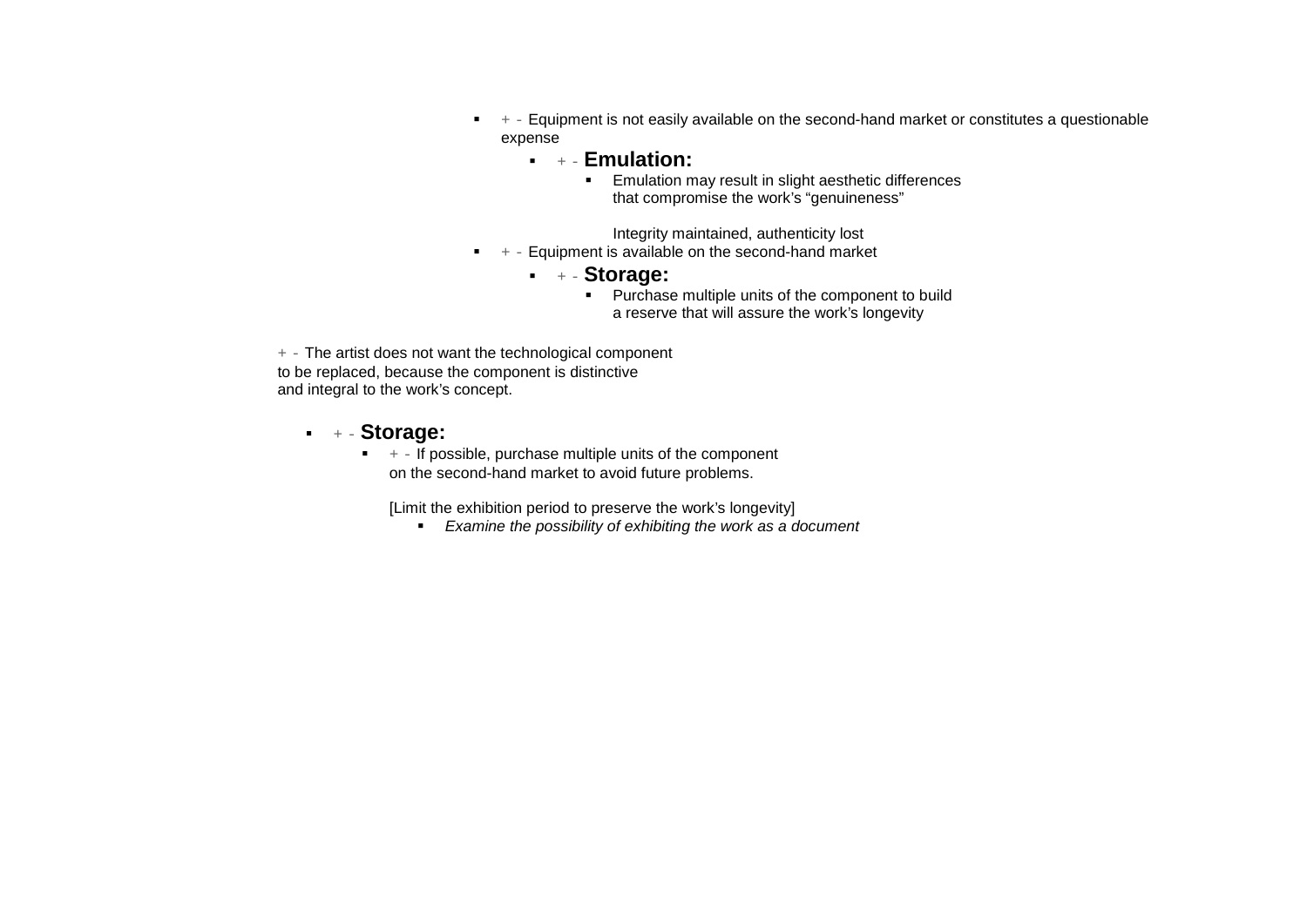- + - Equipment is not easily available on the second-hand market or constitutes a questionable expense
    - + - **Emulation:**
        - Emulation may result in slight aesthetic differences that compromise the work's "genuineness"

          Integrity maintained, authenticity lost
- + - Equipment is available on the second-hand market
    - + - **Storage:**
        - Purchase multiple units of the component to build a reserve that will assure the work's longevity

+ - The artist does not want the technological component to be replaced, because the component is distinctive and integral to the work's concept.

- + - **Storage:**
    - + - If possible, purchase multiple units of the component on the second-hand market to avoid future problems.

      [Limit the exhibition period to preserve the work's longevity]
        - *Examine the possibility of exhibiting the work as a document*